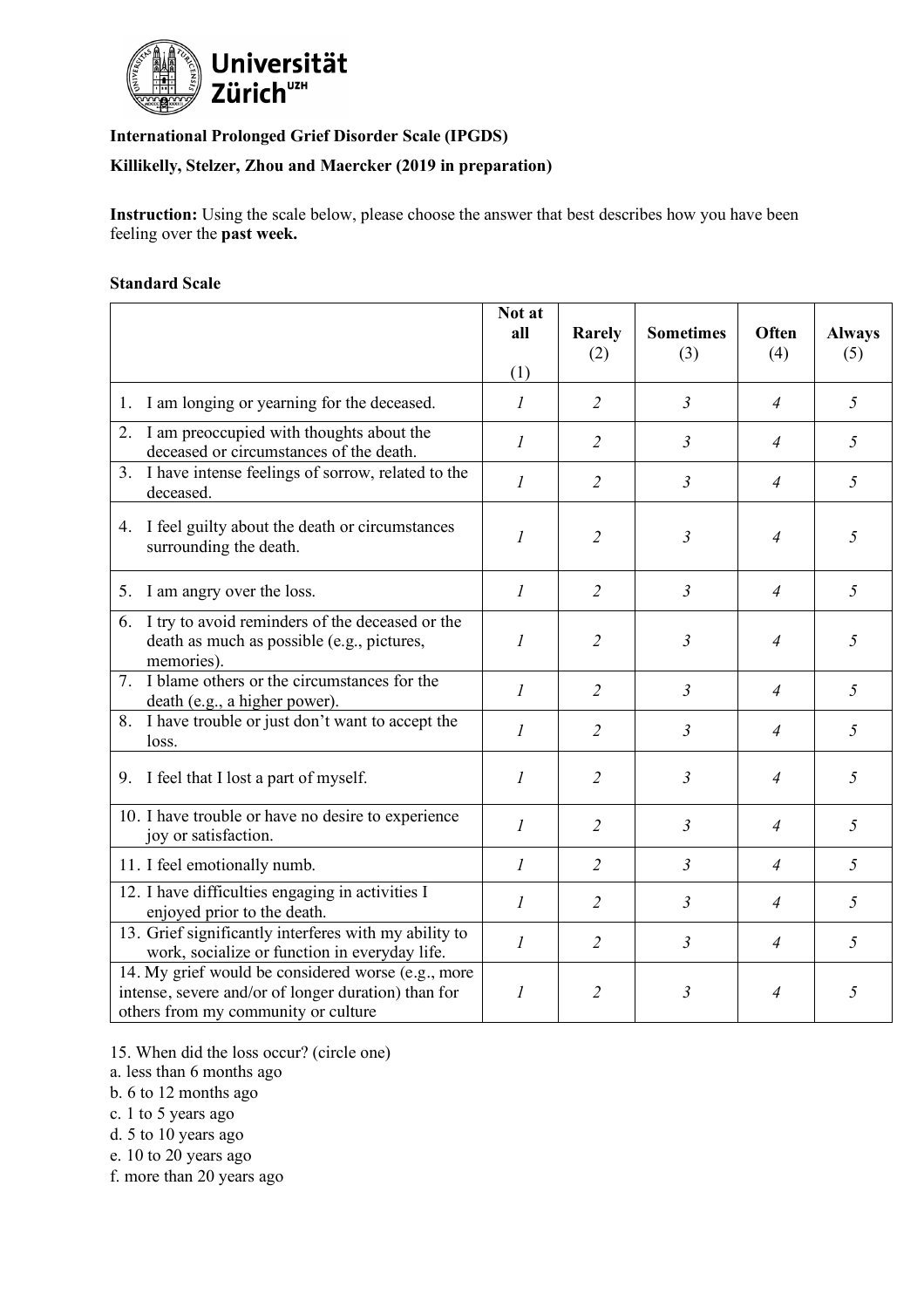**International Prolonged Grief Disorder Scale (IPGDS)**

**Killikelly, Stelzer, Zhou and Maercker (2019 in preparation)**

**Instruction:** Using the scale below, please choose the answer that best describes how you have been feeling over the **past week.**

**Standard Scale**

| | **Not at all** (1) | **Rarely** (2) | **Sometimes** (3) | **Often** (4) | **Always** (5) |
|---|---|---|---|---|---|
| 1. I am longing or yearning for the deceased. | *1* | *2* | *3* | *4* | *5* |
| 2. I am preoccupied with thoughts about the deceased or circumstances of the death. | *1* | *2* | *3* | *4* | *5* |
| 3. I have intense feelings of sorrow, related to the deceased. | *1* | *2* | *3* | *4* | *5* |
| 4. I feel guilty about the death or circumstances surrounding the death. | *1* | *2* | *3* | *4* | *5* |
| 5. I am angry over the loss. | *1* | *2* | *3* | *4* | *5* |
| 6. I try to avoid reminders of the deceased or the death as much as possible (e.g., pictures, memories). | *1* | *2* | *3* | *4* | *5* |
| 7. I blame others or the circumstances for the death (e.g., a higher power). | *1* | *2* | *3* | *4* | *5* |
| 8. I have trouble or just don't want to accept the loss. | *1* | *2* | *3* | *4* | *5* |
| 9. I feel that I lost a part of myself. | *1* | *2* | *3* | *4* | *5* |
| 10. I have trouble or have no desire to experience joy or satisfaction. | *1* | *2* | *3* | *4* | *5* |
| 11. I feel emotionally numb. | *1* | *2* | *3* | *4* | *5* |
| 12. I have difficulties engaging in activities I enjoyed prior to the death. | *1* | *2* | *3* | *4* | *5* |
| 13. Grief significantly interferes with my ability to work, socialize or function in everyday life. | *1* | *2* | *3* | *4* | *5* |
| 14. My grief would be considered worse (e.g., more intense, severe and/or of longer duration) than for others from my community or culture | *1* | *2* | *3* | *4* | *5* |

15. When did the loss occur? (circle one)
a. less than 6 months ago
b. 6 to 12 months ago
c. 1 to 5 years ago
d. 5 to 10 years ago
e. 10 to 20 years ago
f. more than 20 years ago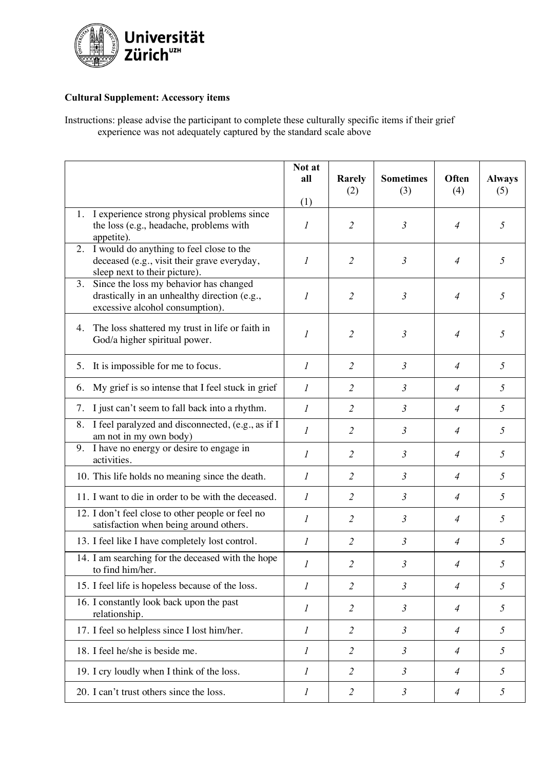**Cultural Supplement: Accessory items**

Instructions: please advise the participant to complete these culturally specific items if their grief experience was not adequately captured by the standard scale above

| | Not at all (1) | Rarely (2) | Sometimes (3) | Often (4) | Always (5) |
|---|---|---|---|---|---|
| 1. I experience strong physical problems since the loss (e.g., headache, problems with appetite). | *1* | *2* | *3* | *4* | *5* |
| 2. I would do anything to feel close to the deceased (e.g., visit their grave everyday, sleep next to their picture). | *1* | *2* | *3* | *4* | *5* |
| 3. Since the loss my behavior has changed drastically in an unhealthy direction (e.g., excessive alcohol consumption). | *1* | *2* | *3* | *4* | *5* |
| 4. The loss shattered my trust in life or faith in God/a higher spiritual power. | *1* | *2* | *3* | *4* | *5* |
| 5. It is impossible for me to focus. | *1* | *2* | *3* | *4* | *5* |
| 6. My grief is so intense that I feel stuck in grief | *1* | *2* | *3* | *4* | *5* |
| 7. I just can't seem to fall back into a rhythm. | *1* | *2* | *3* | *4* | *5* |
| 8. I feel paralyzed and disconnected, (e.g., as if I am not in my own body) | *1* | *2* | *3* | *4* | *5* |
| 9. I have no energy or desire to engage in activities. | *1* | *2* | *3* | *4* | *5* |
| 10. This life holds no meaning since the death. | *1* | *2* | *3* | *4* | *5* |
| 11. I want to die in order to be with the deceased. | *1* | *2* | *3* | *4* | *5* |
| 12. I don't feel close to other people or feel no satisfaction when being around others. | *1* | *2* | *3* | *4* | *5* |
| 13. I feel like I have completely lost control. | *1* | *2* | *3* | *4* | *5* |
| 14. I am searching for the deceased with the hope to find him/her. | *1* | *2* | *3* | *4* | *5* |
| 15. I feel life is hopeless because of the loss. | *1* | *2* | *3* | *4* | *5* |
| 16. I constantly look back upon the past relationship. | *1* | *2* | *3* | *4* | *5* |
| 17. I feel so helpless since I lost him/her. | *1* | *2* | *3* | *4* | *5* |
| 18. I feel he/she is beside me. | *1* | *2* | *3* | *4* | *5* |
| 19. I cry loudly when I think of the loss. | *1* | *2* | *3* | *4* | *5* |
| 20. I can't trust others since the loss. | *1* | *2* | *3* | *4* | *5* |